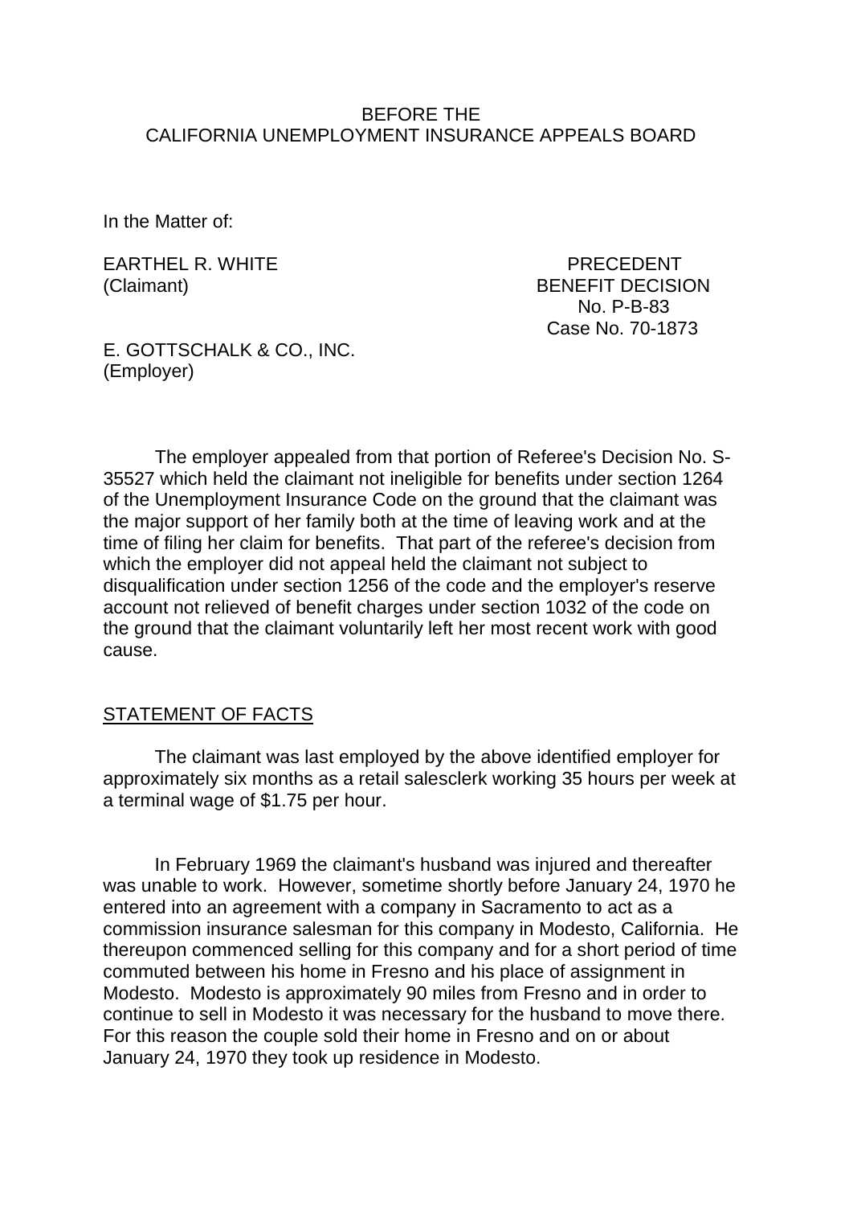BEFORE THE
CALIFORNIA UNEMPLOYMENT INSURANCE APPEALS BOARD

In the Matter of:

EARTHEL R. WHITE
(Claimant)

PRECEDENT
BENEFIT DECISION
No. P-B-83
Case No. 70-1873

E. GOTTSCHALK & CO., INC.
(Employer)

The employer appealed from that portion of Referee's Decision No. S-35527 which held the claimant not ineligible for benefits under section 1264 of the Unemployment Insurance Code on the ground that the claimant was the major support of her family both at the time of leaving work and at the time of filing her claim for benefits. That part of the referee's decision from which the employer did not appeal held the claimant not subject to disqualification under section 1256 of the code and the employer's reserve account not relieved of benefit charges under section 1032 of the code on the ground that the claimant voluntarily left her most recent work with good cause.

## STATEMENT OF FACTS

The claimant was last employed by the above identified employer for approximately six months as a retail salesclerk working 35 hours per week at a terminal wage of $1.75 per hour.

In February 1969 the claimant's husband was injured and thereafter was unable to work. However, sometime shortly before January 24, 1970 he entered into an agreement with a company in Sacramento to act as a commission insurance salesman for this company in Modesto, California. He thereupon commenced selling for this company and for a short period of time commuted between his home in Fresno and his place of assignment in Modesto. Modesto is approximately 90 miles from Fresno and in order to continue to sell in Modesto it was necessary for the husband to move there. For this reason the couple sold their home in Fresno and on or about January 24, 1970 they took up residence in Modesto.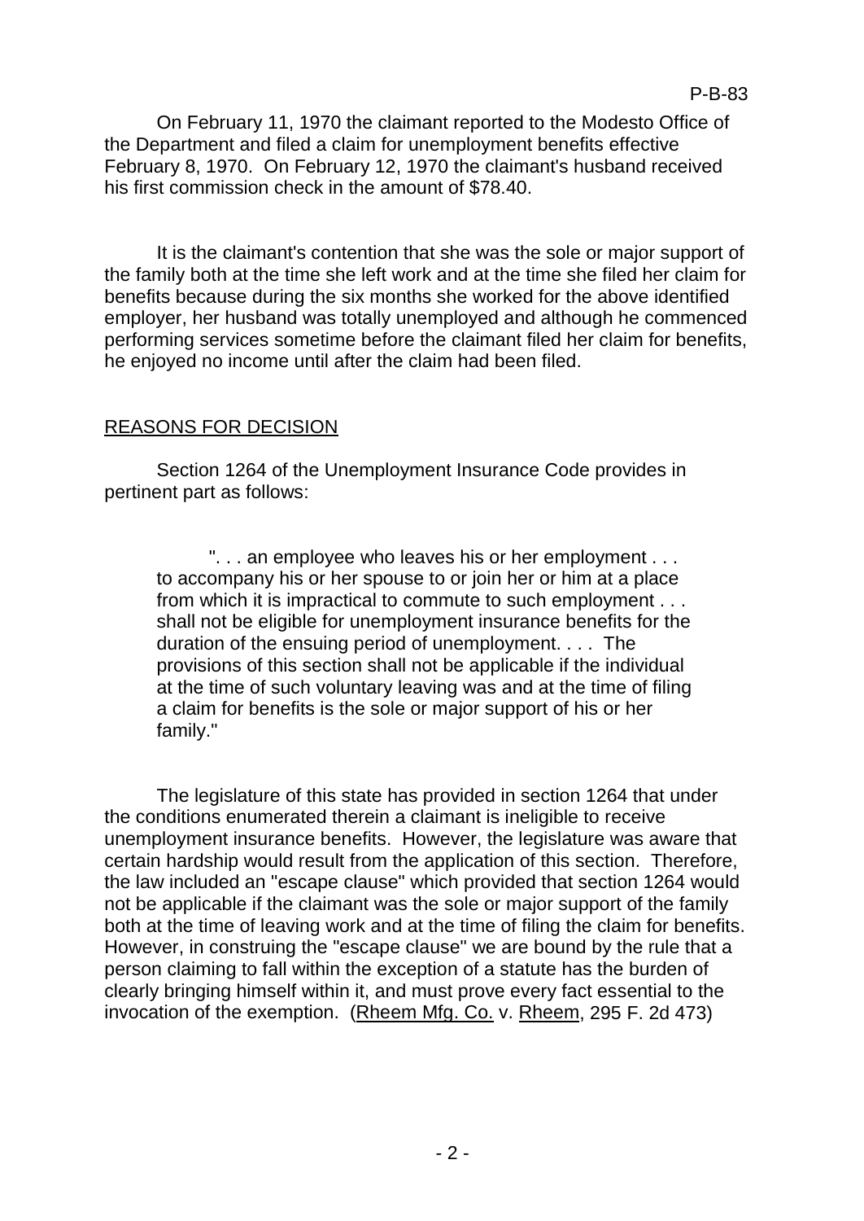On February 11, 1970 the claimant reported to the Modesto Office of the Department and filed a claim for unemployment benefits effective February 8, 1970. On February 12, 1970 the claimant's husband received his first commission check in the amount of $78.40.

It is the claimant's contention that she was the sole or major support of the family both at the time she left work and at the time she filed her claim for benefits because during the six months she worked for the above identified employer, her husband was totally unemployed and although he commenced performing services sometime before the claimant filed her claim for benefits, he enjoyed no income until after the claim had been filed.

## REASONS FOR DECISION

Section 1264 of the Unemployment Insurance Code provides in pertinent part as follows:

> ". . . an employee who leaves his or her employment . . . to accompany his or her spouse to or join her or him at a place from which it is impractical to commute to such employment . . . shall not be eligible for unemployment insurance benefits for the duration of the ensuing period of unemployment. . . . The provisions of this section shall not be applicable if the individual at the time of such voluntary leaving was and at the time of filing a claim for benefits is the sole or major support of his or her family."

The legislature of this state has provided in section 1264 that under the conditions enumerated therein a claimant is ineligible to receive unemployment insurance benefits. However, the legislature was aware that certain hardship would result from the application of this section. Therefore, the law included an "escape clause" which provided that section 1264 would not be applicable if the claimant was the sole or major support of the family both at the time of leaving work and at the time of filing the claim for benefits. However, in construing the "escape clause" we are bound by the rule that a person claiming to fall within the exception of a statute has the burden of clearly bringing himself within it, and must prove every fact essential to the invocation of the exemption. (Rheem Mfg. Co. v. Rheem, 295 F. 2d 473)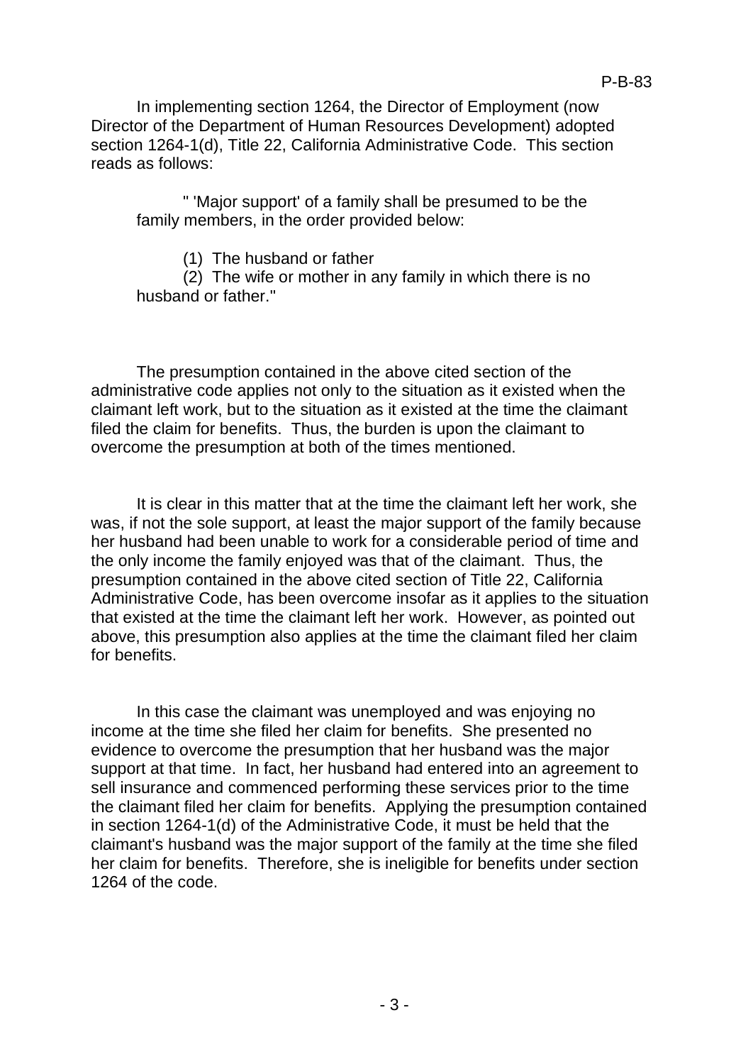In implementing section 1264, the Director of Employment (now Director of the Department of Human Resources Development) adopted section 1264-1(d), Title 22, California Administrative Code. This section reads as follows:

> " 'Major support' of a family shall be presumed to be the family members, in the order provided below:
>
> (1) The husband or father
> (2) The wife or mother in any family in which there is no husband or father."

The presumption contained in the above cited section of the administrative code applies not only to the situation as it existed when the claimant left work, but to the situation as it existed at the time the claimant filed the claim for benefits. Thus, the burden is upon the claimant to overcome the presumption at both of the times mentioned.

It is clear in this matter that at the time the claimant left her work, she was, if not the sole support, at least the major support of the family because her husband had been unable to work for a considerable period of time and the only income the family enjoyed was that of the claimant. Thus, the presumption contained in the above cited section of Title 22, California Administrative Code, has been overcome insofar as it applies to the situation that existed at the time the claimant left her work. However, as pointed out above, this presumption also applies at the time the claimant filed her claim for benefits.

In this case the claimant was unemployed and was enjoying no income at the time she filed her claim for benefits. She presented no evidence to overcome the presumption that her husband was the major support at that time. In fact, her husband had entered into an agreement to sell insurance and commenced performing these services prior to the time the claimant filed her claim for benefits. Applying the presumption contained in section 1264-1(d) of the Administrative Code, it must be held that the claimant's husband was the major support of the family at the time she filed her claim for benefits. Therefore, she is ineligible for benefits under section 1264 of the code.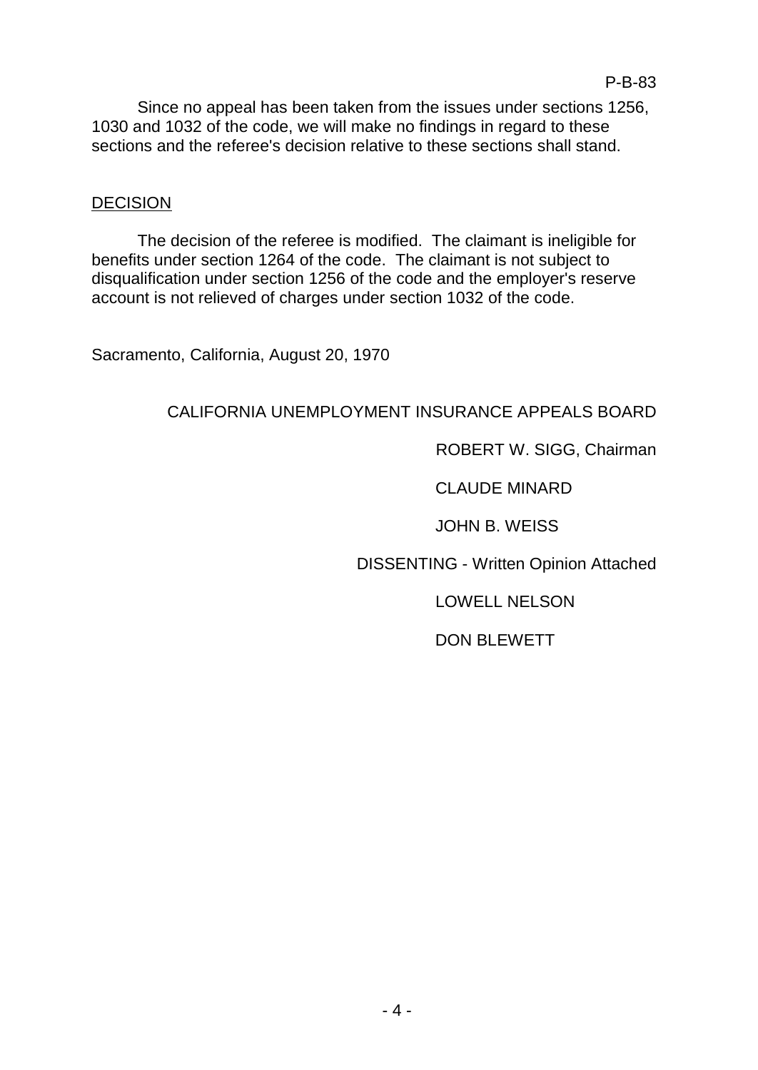Since no appeal has been taken from the issues under sections 1256, 1030 and 1032 of the code, we will make no findings in regard to these sections and the referee's decision relative to these sections shall stand.

## DECISION

The decision of the referee is modified. The claimant is ineligible for benefits under section 1264 of the code. The claimant is not subject to disqualification under section 1256 of the code and the employer's reserve account is not relieved of charges under section 1032 of the code.

Sacramento, California, August 20, 1970

CALIFORNIA UNEMPLOYMENT INSURANCE APPEALS BOARD

ROBERT W. SIGG, Chairman

CLAUDE MINARD

JOHN B. WEISS

DISSENTING - Written Opinion Attached

LOWELL NELSON

DON BLEWETT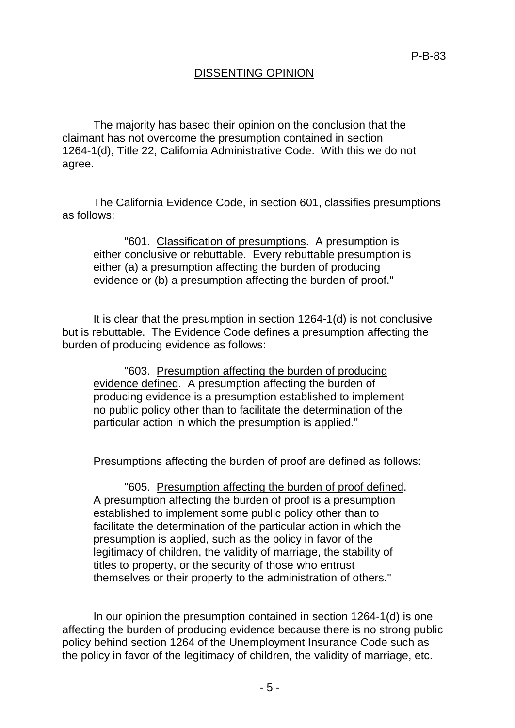## DISSENTING OPINION

The majority has based their opinion on the conclusion that the claimant has not overcome the presumption contained in section 1264-1(d), Title 22, California Administrative Code. With this we do not agree.

The California Evidence Code, in section 601, classifies presumptions as follows:

> "601. Classification of presumptions. A presumption is either conclusive or rebuttable. Every rebuttable presumption is either (a) a presumption affecting the burden of producing evidence or (b) a presumption affecting the burden of proof."

It is clear that the presumption in section 1264-1(d) is not conclusive but is rebuttable. The Evidence Code defines a presumption affecting the burden of producing evidence as follows:

> "603. Presumption affecting the burden of producing evidence defined. A presumption affecting the burden of producing evidence is a presumption established to implement no public policy other than to facilitate the determination of the particular action in which the presumption is applied."

Presumptions affecting the burden of proof are defined as follows:

> "605. Presumption affecting the burden of proof defined. A presumption affecting the burden of proof is a presumption established to implement some public policy other than to facilitate the determination of the particular action in which the presumption is applied, such as the policy in favor of the legitimacy of children, the validity of marriage, the stability of titles to property, or the security of those who entrust themselves or their property to the administration of others."

In our opinion the presumption contained in section 1264-1(d) is one affecting the burden of producing evidence because there is no strong public policy behind section 1264 of the Unemployment Insurance Code such as the policy in favor of the legitimacy of children, the validity of marriage, etc.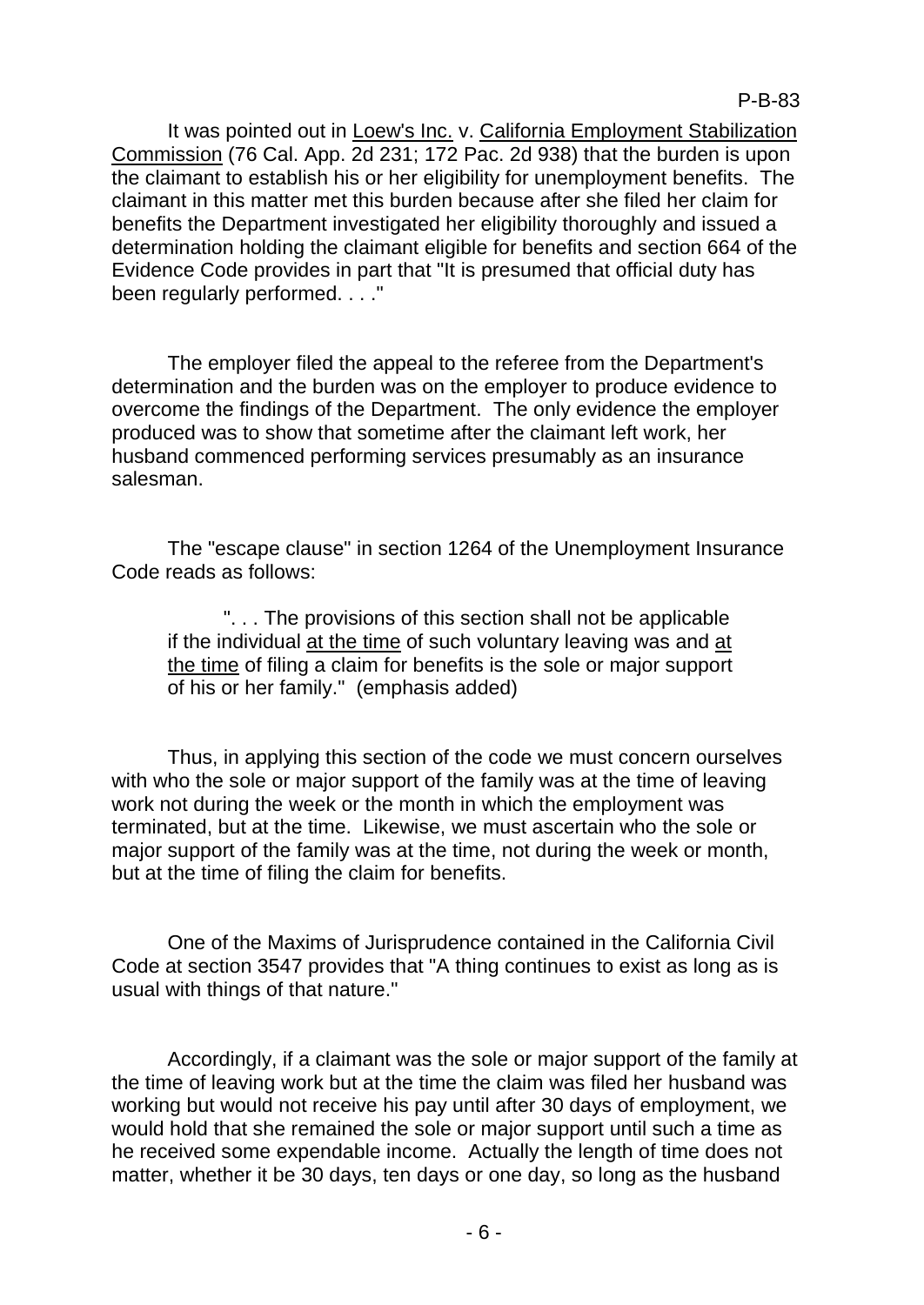It was pointed out in <u>Loew's Inc.</u> v. <u>California Employment Stabilization Commission</u> (76 Cal. App. 2d 231; 172 Pac. 2d 938) that the burden is upon the claimant to establish his or her eligibility for unemployment benefits. The claimant in this matter met this burden because after she filed her claim for benefits the Department investigated her eligibility thoroughly and issued a determination holding the claimant eligible for benefits and section 664 of the Evidence Code provides in part that "It is presumed that official duty has been regularly performed. . . ."

The employer filed the appeal to the referee from the Department's determination and the burden was on the employer to produce evidence to overcome the findings of the Department. The only evidence the employer produced was to show that sometime after the claimant left work, her husband commenced performing services presumably as an insurance salesman.

The "escape clause" in section 1264 of the Unemployment Insurance Code reads as follows:

> ". . . The provisions of this section shall not be applicable if the individual <u>at the time</u> of such voluntary leaving was and <u>at the time</u> of filing a claim for benefits is the sole or major support of his or her family." (emphasis added)

Thus, in applying this section of the code we must concern ourselves with who the sole or major support of the family was at the time of leaving work not during the week or the month in which the employment was terminated, but at the time. Likewise, we must ascertain who the sole or major support of the family was at the time, not during the week or month, but at the time of filing the claim for benefits.

One of the Maxims of Jurisprudence contained in the California Civil Code at section 3547 provides that "A thing continues to exist as long as is usual with things of that nature."

Accordingly, if a claimant was the sole or major support of the family at the time of leaving work but at the time the claim was filed her husband was working but would not receive his pay until after 30 days of employment, we would hold that she remained the sole or major support until such a time as he received some expendable income. Actually the length of time does not matter, whether it be 30 days, ten days or one day, so long as the husband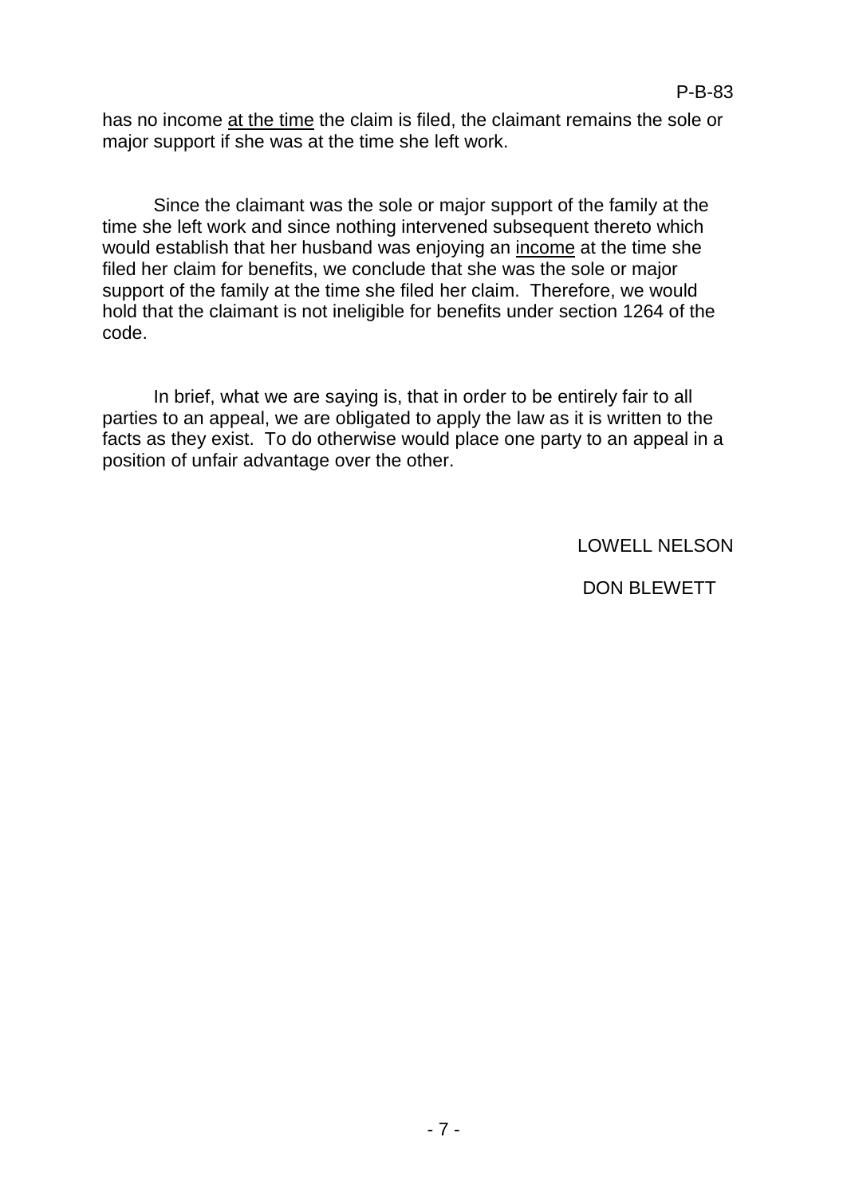has no income <u>at the time</u> the claim is filed, the claimant remains the sole or major support if she was at the time she left work.

Since the claimant was the sole or major support of the family at the time she left work and since nothing intervened subsequent thereto which would establish that her husband was enjoying an <u>income</u> at the time she filed her claim for benefits, we conclude that she was the sole or major support of the family at the time she filed her claim. Therefore, we would hold that the claimant is not ineligible for benefits under section 1264 of the code.

In brief, what we are saying is, that in order to be entirely fair to all parties to an appeal, we are obligated to apply the law as it is written to the facts as they exist. To do otherwise would place one party to an appeal in a position of unfair advantage over the other.

LOWELL NELSON

DON BLEWETT